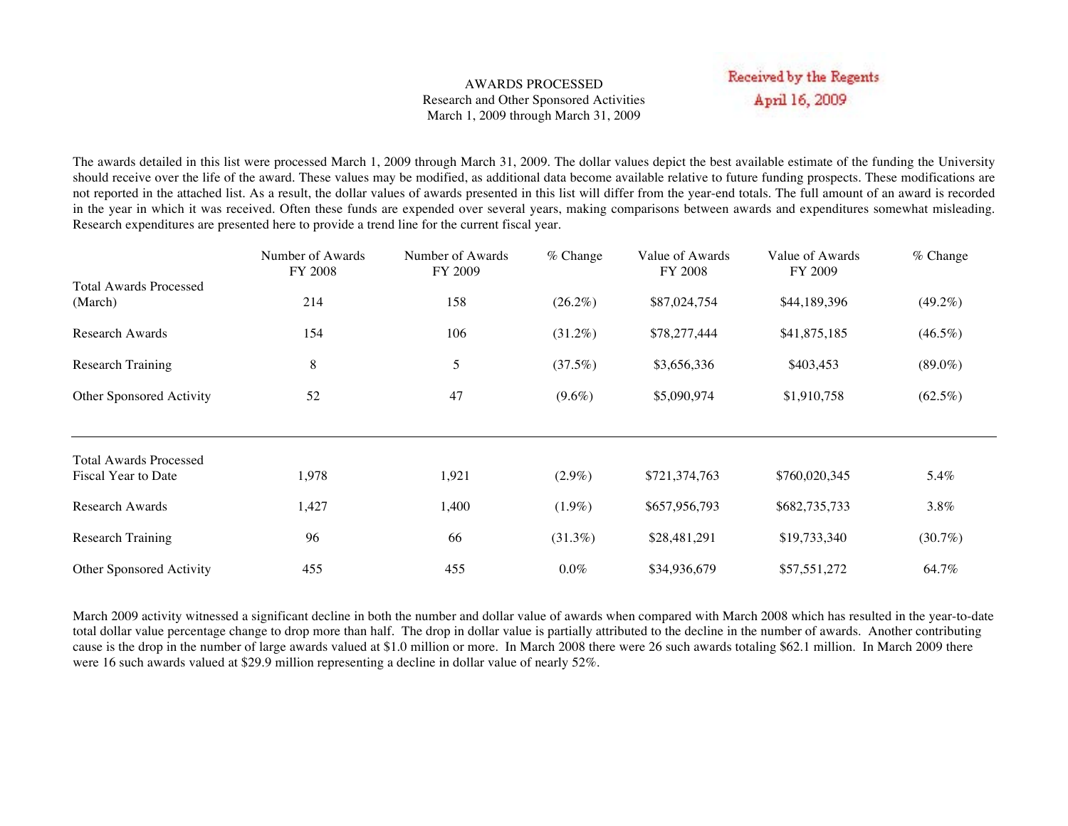# AWARDS PROCESSED

Research and Other Sponsored Activities
March 1, 2009 through March 31, 2009

Received by the Regents
April 16, 2009

The awards detailed in this list were processed March 1, 2009 through March 31, 2009. The dollar values depict the best available estimate of the funding the University should receive over the life of the award. These values may be modified, as additional data become available relative to future funding prospects. These modifications are not reported in the attached list. As a result, the dollar values of awards presented in this list will differ from the year-end totals. The full amount of an award is recorded in the year in which it was received. Often these funds are expended over several years, making comparisons between awards and expenditures somewhat misleading. Research expenditures are presented here to provide a trend line for the current fiscal year.

| | Number of Awards FY 2008 | Number of Awards FY 2009 | % Change | Value of Awards FY 2008 | Value of Awards FY 2009 | % Change |
|---|---|---|---|---|---|---|
| Total Awards Processed (March) | 214 | 158 | (26.2%) | $87,024,754 | $44,189,396 | (49.2%) |
| Research Awards | 154 | 106 | (31.2%) | $78,277,444 | $41,875,185 | (46.5%) |
| Research Training | 8 | 5 | (37.5%) | $3,656,336 | $403,453 | (89.0%) |
| Other Sponsored Activity | 52 | 47 | (9.6%) | $5,090,974 | $1,910,758 | (62.5%) |
| Total Awards Processed Fiscal Year to Date | 1,978 | 1,921 | (2.9%) | $721,374,763 | $760,020,345 | 5.4% |
| Research Awards | 1,427 | 1,400 | (1.9%) | $657,956,793 | $682,735,733 | 3.8% |
| Research Training | 96 | 66 | (31.3%) | $28,481,291 | $19,733,340 | (30.7%) |
| Other Sponsored Activity | 455 | 455 | 0.0% | $34,936,679 | $57,551,272 | 64.7% |

March 2009 activity witnessed a significant decline in both the number and dollar value of awards when compared with March 2008 which has resulted in the year-to-date total dollar value percentage change to drop more than half. The drop in dollar value is partially attributed to the decline in the number of awards. Another contributing cause is the drop in the number of large awards valued at $1.0 million or more. In March 2008 there were 26 such awards totaling $62.1 million. In March 2009 there were 16 such awards valued at $29.9 million representing a decline in dollar value of nearly 52%.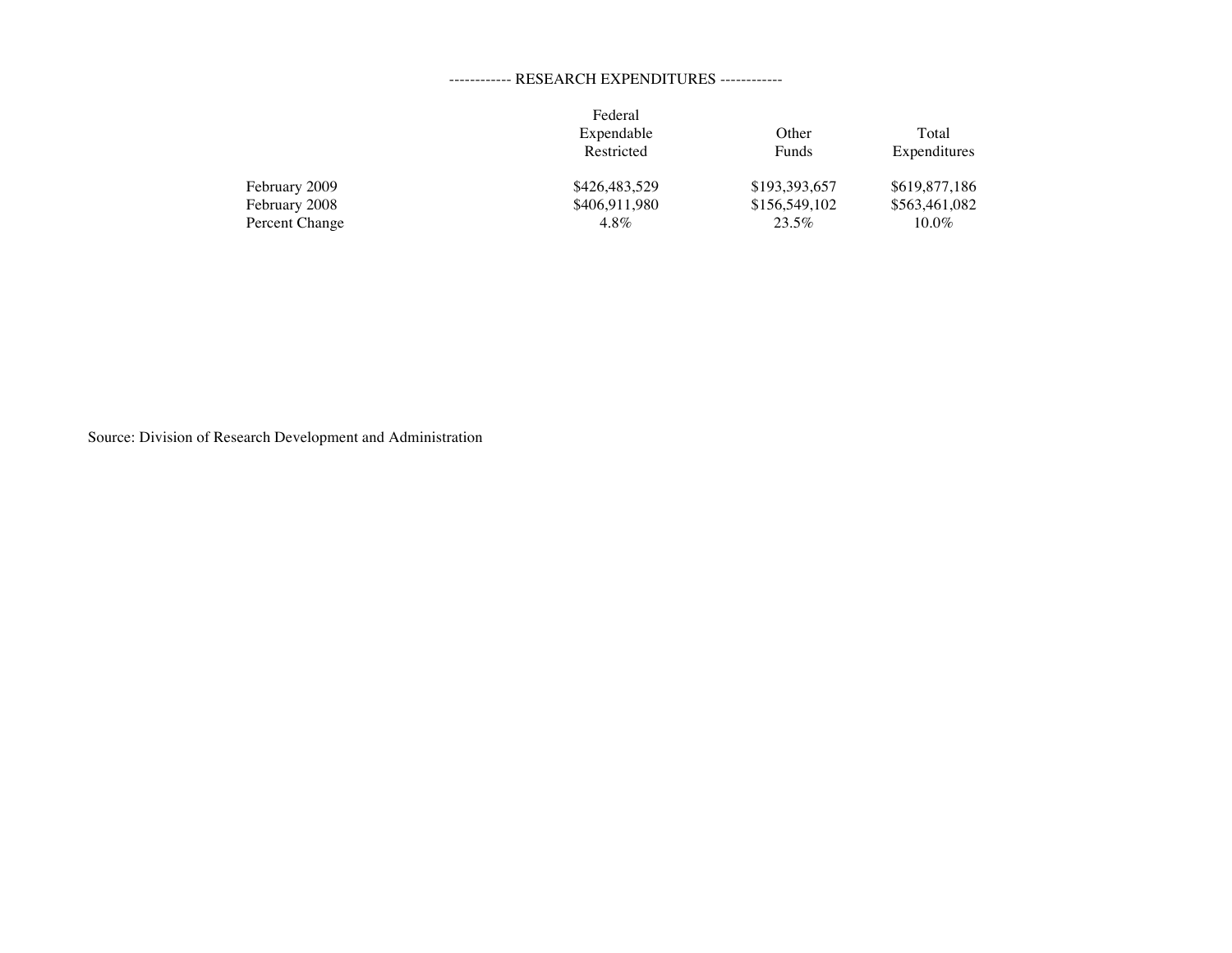------------ RESEARCH EXPENDITURES ------------

| | Federal Expendable Restricted | Other Funds | Total Expenditures |
|---|---|---|---|
| February 2009 | $426,483,529 | $193,393,657 | $619,877,186 |
| February 2008 | $406,911,980 | $156,549,102 | $563,461,082 |
| Percent Change | 4.8% | 23.5% | 10.0% |

Source: Division of Research Development and Administration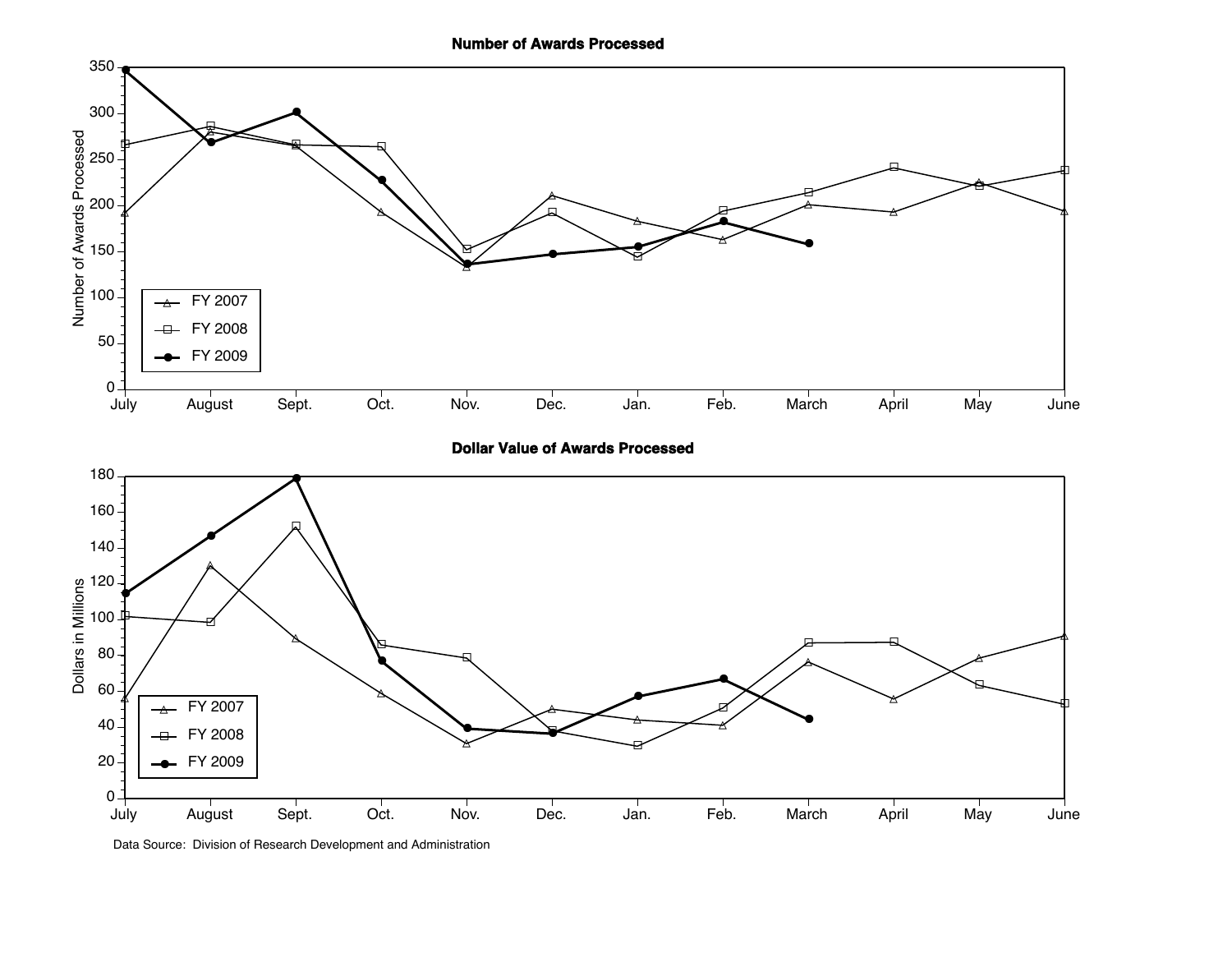**Number of Awards Processed**

**Dollar Value of Awards Processed**

Data Source: Division of Research Development and Administration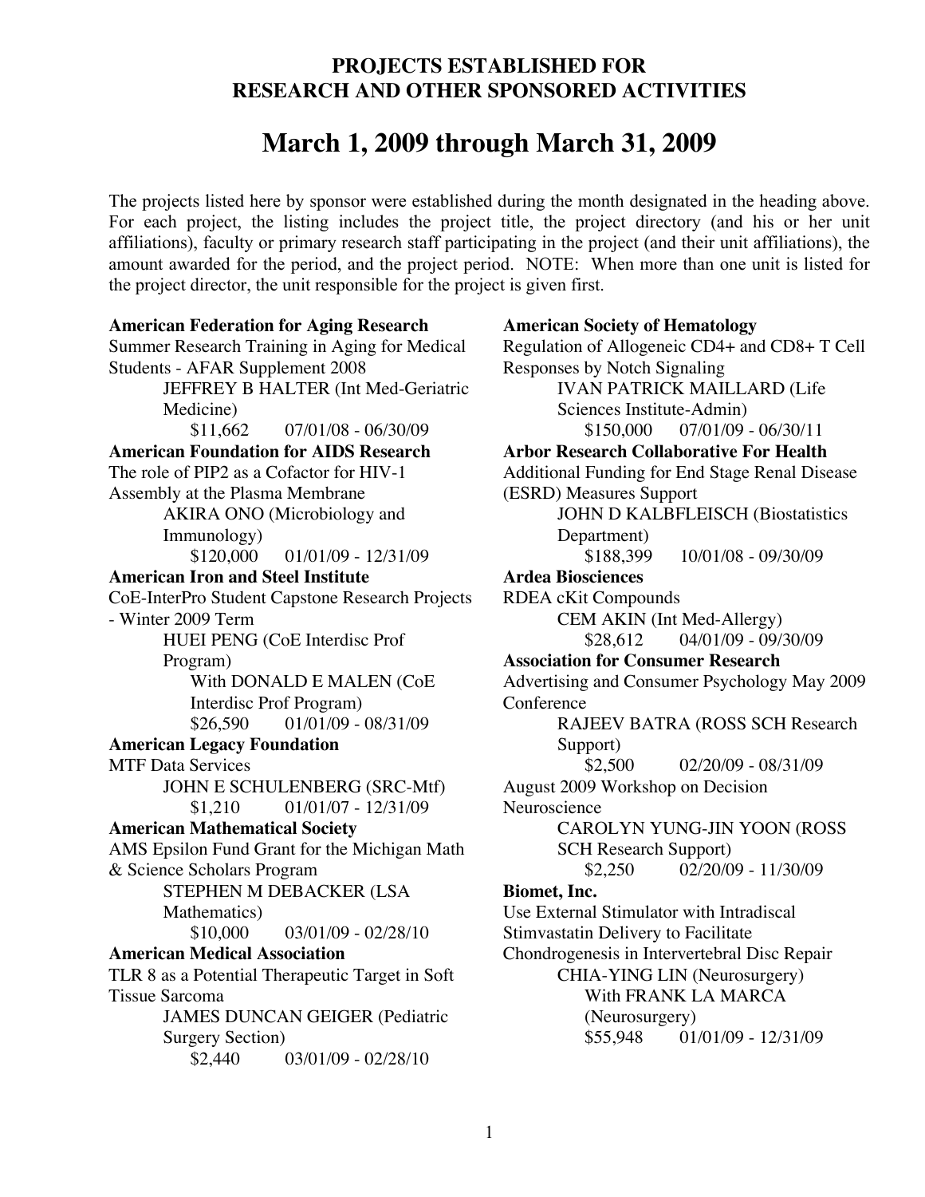## PROJECTS ESTABLISHED FOR RESEARCH AND OTHER SPONSORED ACTIVITIES

# March 1, 2009 through March 31, 2009

The projects listed here by sponsor were established during the month designated in the heading above. For each project, the listing includes the project title, the project directory (and his or her unit affiliations), faculty or primary research staff participating in the project (and their unit affiliations), the amount awarded for the period, and the project period. NOTE: When more than one unit is listed for the project director, the unit responsible for the project is given first.

**American Federation for Aging Research**
Summer Research Training in Aging for Medical Students - AFAR Supplement 2008
JEFFREY B HALTER (Int Med-Geriatric Medicine)
$11,662 07/01/08 - 06/30/09

**American Foundation for AIDS Research**
The role of PIP2 as a Cofactor for HIV-1 Assembly at the Plasma Membrane
AKIRA ONO (Microbiology and Immunology)
$120,000 01/01/09 - 12/31/09

**American Iron and Steel Institute**
CoE-InterPro Student Capstone Research Projects - Winter 2009 Term
HUEI PENG (CoE Interdisc Prof Program)
With DONALD E MALEN (CoE Interdisc Prof Program)
$26,590 01/01/09 - 08/31/09

**American Legacy Foundation**
MTF Data Services
JOHN E SCHULENBERG (SRC-Mtf)
$1,210 01/01/07 - 12/31/09

**American Mathematical Society**
AMS Epsilon Fund Grant for the Michigan Math & Science Scholars Program
STEPHEN M DEBACKER (LSA Mathematics)
$10,000 03/01/09 - 02/28/10

**American Medical Association**
TLR 8 as a Potential Therapeutic Target in Soft Tissue Sarcoma
JAMES DUNCAN GEIGER (Pediatric Surgery Section)
$2,440 03/01/09 - 02/28/10

**American Society of Hematology**
Regulation of Allogeneic CD4+ and CD8+ T Cell Responses by Notch Signaling
IVAN PATRICK MAILLARD (Life Sciences Institute-Admin)
$150,000 07/01/09 - 06/30/11

**Arbor Research Collaborative For Health**
Additional Funding for End Stage Renal Disease (ESRD) Measures Support
JOHN D KALBFLEISCH (Biostatistics Department)
$188,399 10/01/08 - 09/30/09

**Ardea Biosciences**
RDEA cKit Compounds
CEM AKIN (Int Med-Allergy)
$28,612 04/01/09 - 09/30/09

**Association for Consumer Research**
Advertising and Consumer Psychology May 2009 Conference
RAJEEV BATRA (ROSS SCH Research Support)
$2,500 02/20/09 - 08/31/09

August 2009 Workshop on Decision Neuroscience
CAROLYN YUNG-JIN YOON (ROSS SCH Research Support)
$2,250 02/20/09 - 11/30/09

**Biomet, Inc.**
Use External Stimulator with Intradiscal Stimvastatin Delivery to Facilitate Chondrogenesis in Intervertebral Disc Repair
CHIA-YING LIN (Neurosurgery)
With FRANK LA MARCA (Neurosurgery)
$55,948 01/01/09 - 12/31/09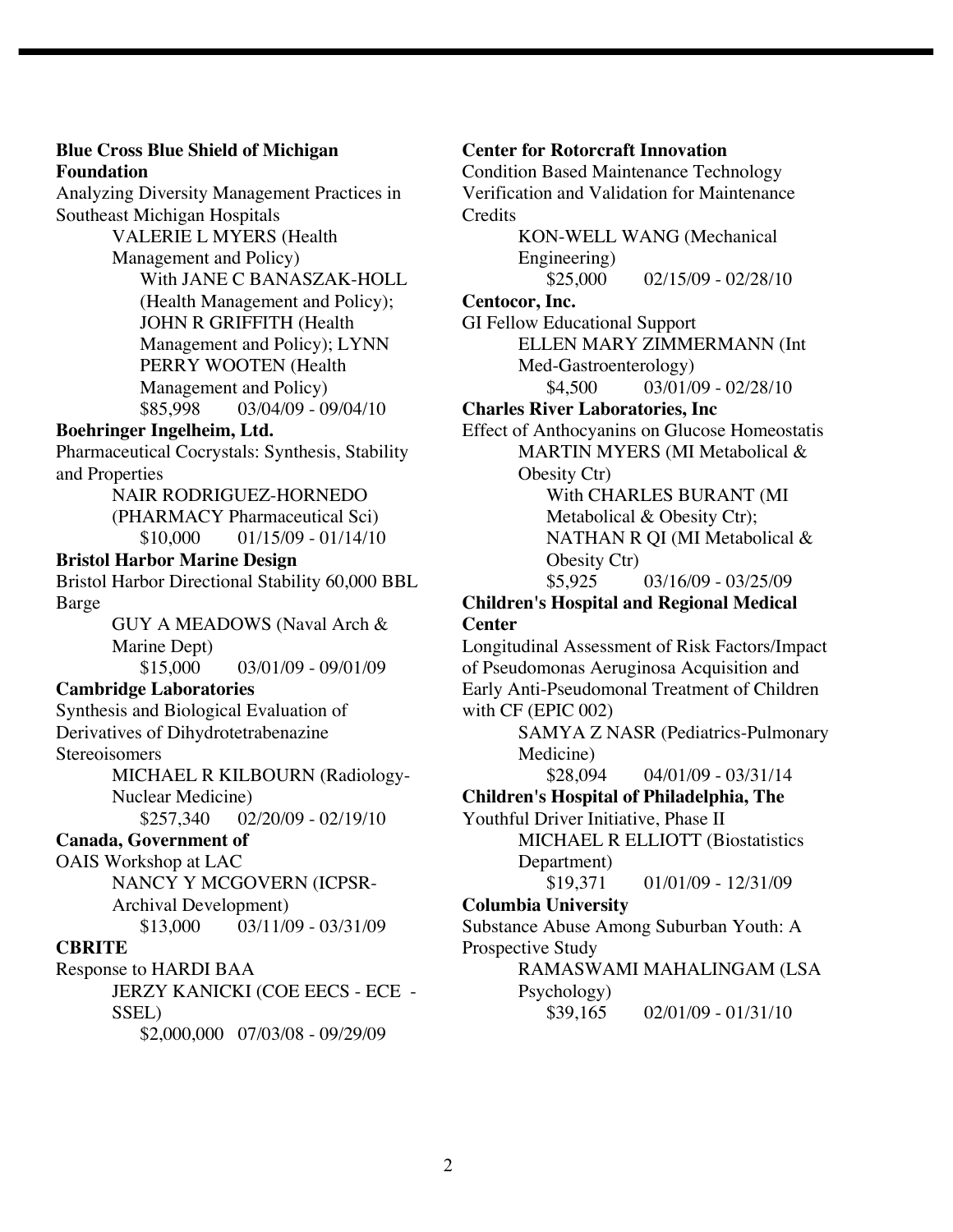**Blue Cross Blue Shield of Michigan Foundation**
Analyzing Diversity Management Practices in Southeast Michigan Hospitals
VALERIE L MYERS (Health Management and Policy)
With JANE C BANASZAK-HOLL (Health Management and Policy); JOHN R GRIFFITH (Health Management and Policy); LYNN PERRY WOOTEN (Health Management and Policy)
$85,998 03/04/09 - 09/04/10

**Boehringer Ingelheim, Ltd.**
Pharmaceutical Cocrystals: Synthesis, Stability and Properties
NAIR RODRIGUEZ-HORNEDO (PHARMACY Pharmaceutical Sci)
$10,000 01/15/09 - 01/14/10

**Bristol Harbor Marine Design**
Bristol Harbor Directional Stability 60,000 BBL Barge
GUY A MEADOWS (Naval Arch & Marine Dept)
$15,000 03/01/09 - 09/01/09

**Cambridge Laboratories**
Synthesis and Biological Evaluation of Derivatives of Dihydrotetrabenazine Stereoisomers
MICHAEL R KILBOURN (Radiology-Nuclear Medicine)
$257,340 02/20/09 - 02/19/10

**Canada, Government of**
OAIS Workshop at LAC
NANCY Y MCGOVERN (ICPSR-Archival Development)
$13,000 03/11/09 - 03/31/09

**CBRITE**
Response to HARDI BAA
JERZY KANICKI (COE EECS - ECE - SSEL)
$2,000,000 07/03/08 - 09/29/09

**Center for Rotorcraft Innovation**
Condition Based Maintenance Technology Verification and Validation for Maintenance Credits
KON-WELL WANG (Mechanical Engineering)
$25,000 02/15/09 - 02/28/10

**Centocor, Inc.**
GI Fellow Educational Support
ELLEN MARY ZIMMERMANN (Int Med-Gastroenterology)
$4,500 03/01/09 - 02/28/10

**Charles River Laboratories, Inc**
Effect of Anthocyanins on Glucose Homeostatis
MARTIN MYERS (MI Metabolical & Obesity Ctr)
With CHARLES BURANT (MI Metabolical & Obesity Ctr); NATHAN R QI (MI Metabolical & Obesity Ctr)
$5,925 03/16/09 - 03/25/09

**Children's Hospital and Regional Medical Center**
Longitudinal Assessment of Risk Factors/Impact of Pseudomonas Aeruginosa Acquisition and Early Anti-Pseudomonal Treatment of Children with CF (EPIC 002)
SAMYA Z NASR (Pediatrics-Pulmonary Medicine)
$28,094 04/01/09 - 03/31/14

**Children's Hospital of Philadelphia, The**
Youthful Driver Initiative, Phase II
MICHAEL R ELLIOTT (Biostatistics Department)
$19,371 01/01/09 - 12/31/09

**Columbia University**
Substance Abuse Among Suburban Youth: A Prospective Study
RAMASWAMI MAHALINGAM (LSA Psychology)
$39,165 02/01/09 - 01/31/10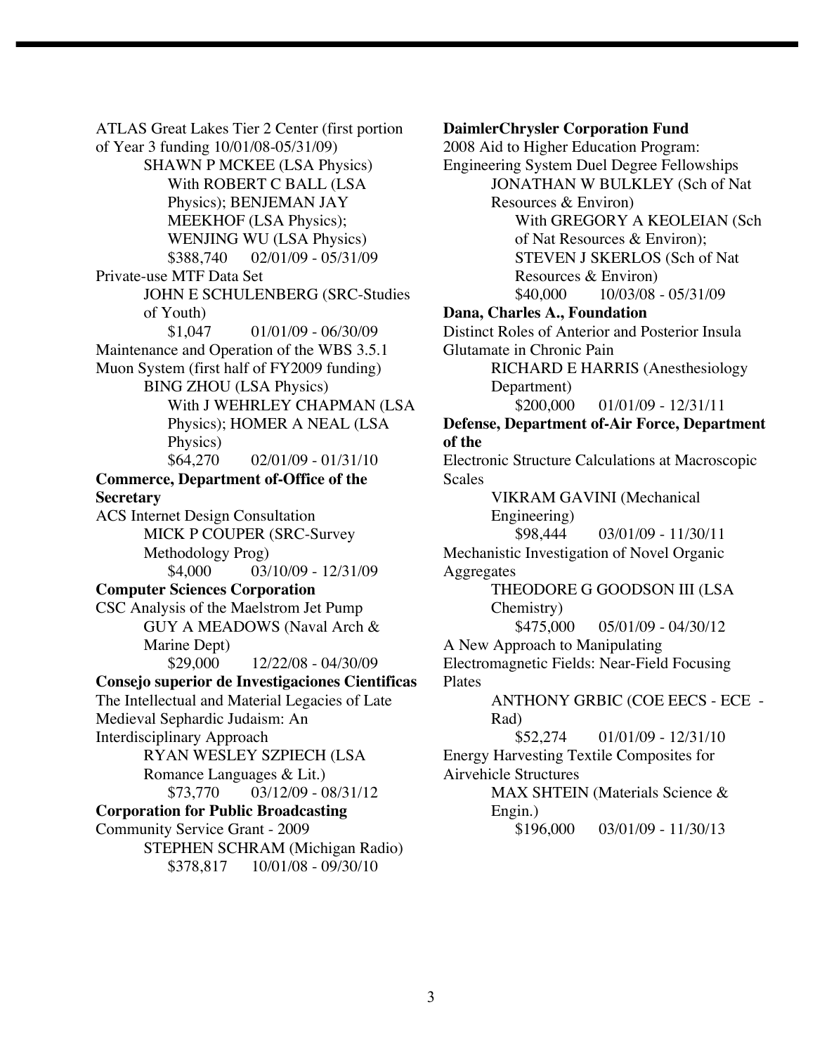ATLAS Great Lakes Tier 2 Center (first portion of Year 3 funding 10/01/08-05/31/09)

SHAWN P MCKEE (LSA Physics)

With ROBERT C BALL (LSA Physics); BENJEMAN JAY MEEKHOF (LSA Physics); WENJING WU (LSA Physics)

$388,740 02/01/09 - 05/31/09

Private-use MTF Data Set

JOHN E SCHULENBERG (SRC-Studies of Youth)

$1,047 01/01/09 - 06/30/09

Maintenance and Operation of the WBS 3.5.1 Muon System (first half of FY2009 funding)

BING ZHOU (LSA Physics)

With J WEHRLEY CHAPMAN (LSA Physics); HOMER A NEAL (LSA Physics)

$64,270 02/01/09 - 01/31/10

**Commerce, Department of-Office of the Secretary**

ACS Internet Design Consultation

MICK P COUPER (SRC-Survey Methodology Prog)

$4,000 03/10/09 - 12/31/09

**Computer Sciences Corporation**

CSC Analysis of the Maelstrom Jet Pump

GUY A MEADOWS (Naval Arch & Marine Dept)

$29,000 12/22/08 - 04/30/09

**Consejo superior de Investigaciones Cientificas**

The Intellectual and Material Legacies of Late Medieval Sephardic Judaism: An Interdisciplinary Approach

RYAN WESLEY SZPIECH (LSA Romance Languages & Lit.)

$73,770 03/12/09 - 08/31/12

**Corporation for Public Broadcasting**

Community Service Grant - 2009

STEPHEN SCHRAM (Michigan Radio)

$378,817 10/01/08 - 09/30/10

**DaimlerChrysler Corporation Fund**

2008 Aid to Higher Education Program: Engineering System Duel Degree Fellowships

JONATHAN W BULKLEY (Sch of Nat Resources & Environ)

With GREGORY A KEOLEIAN (Sch of Nat Resources & Environ); STEVEN J SKERLOS (Sch of Nat Resources & Environ)

$40,000 10/03/08 - 05/31/09

**Dana, Charles A., Foundation**

Distinct Roles of Anterior and Posterior Insula Glutamate in Chronic Pain

RICHARD E HARRIS (Anesthesiology Department)

$200,000 01/01/09 - 12/31/11

**Defense, Department of-Air Force, Department of the**

Electronic Structure Calculations at Macroscopic Scales

VIKRAM GAVINI (Mechanical Engineering)

$98,444 03/01/09 - 11/30/11

Mechanistic Investigation of Novel Organic Aggregates

THEODORE G GOODSON III (LSA Chemistry)

$475,000 05/01/09 - 04/30/12

A New Approach to Manipulating Electromagnetic Fields: Near-Field Focusing Plates

ANTHONY GRBIC (COE EECS - ECE - Rad)

$52,274 01/01/09 - 12/31/10

Energy Harvesting Textile Composites for Airvehicle Structures

MAX SHTEIN (Materials Science & Engin.)

$196,000 03/01/09 - 11/30/13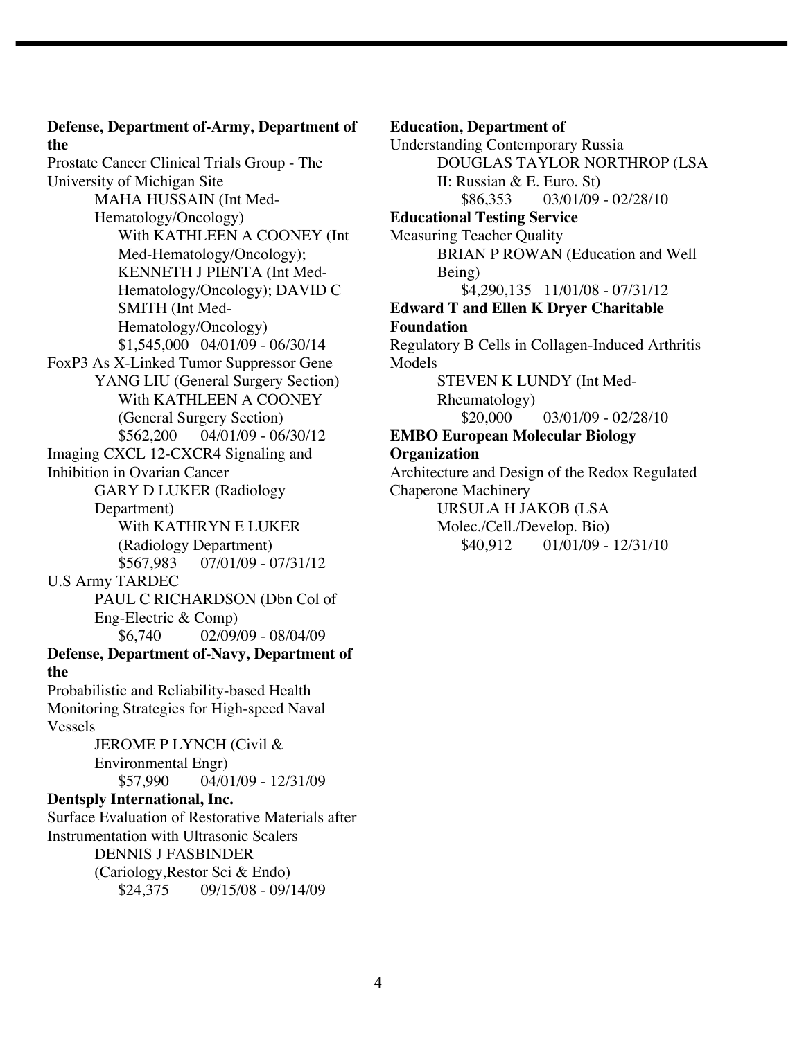**Defense, Department of-Army, Department of the**

Prostate Cancer Clinical Trials Group - The University of Michigan Site

MAHA HUSSAIN (Int Med-Hematology/Oncology)

With KATHLEEN A COONEY (Int Med-Hematology/Oncology); KENNETH J PIENTA (Int Med-Hematology/Oncology); DAVID C SMITH (Int Med-Hematology/Oncology)

$1,545,000 04/01/09 - 06/30/14

FoxP3 As X-Linked Tumor Suppressor Gene

YANG LIU (General Surgery Section)

With KATHLEEN A COONEY (General Surgery Section)

$562,200 04/01/09 - 06/30/12

Imaging CXCL 12-CXCR4 Signaling and Inhibition in Ovarian Cancer

GARY D LUKER (Radiology Department)

With KATHRYN E LUKER (Radiology Department)

$567,983 07/01/09 - 07/31/12

U.S Army TARDEC

PAUL C RICHARDSON (Dbn Col of Eng-Electric & Comp)

$6,740 02/09/09 - 08/04/09

**Defense, Department of-Navy, Department of the**

Probabilistic and Reliability-based Health Monitoring Strategies for High-speed Naval Vessels

JEROME P LYNCH (Civil & Environmental Engr)

$57,990 04/01/09 - 12/31/09

**Dentsply International, Inc.**

Surface Evaluation of Restorative Materials after Instrumentation with Ultrasonic Scalers

DENNIS J FASBINDER (Cariology,Restor Sci & Endo)

$24,375 09/15/08 - 09/14/09

**Education, Department of**

Understanding Contemporary Russia

DOUGLAS TAYLOR NORTHROP (LSA II: Russian & E. Euro. St)

$86,353 03/01/09 - 02/28/10

**Educational Testing Service**

Measuring Teacher Quality

BRIAN P ROWAN (Education and Well Being)

$4,290,135 11/01/08 - 07/31/12

**Edward T and Ellen K Dryer Charitable Foundation**

Regulatory B Cells in Collagen-Induced Arthritis Models

STEVEN K LUNDY (Int Med-Rheumatology)

$20,000 03/01/09 - 02/28/10

**EMBO European Molecular Biology Organization**

Architecture and Design of the Redox Regulated Chaperone Machinery

URSULA H JAKOB (LSA Molec./Cell./Develop. Bio)

$40,912 01/01/09 - 12/31/10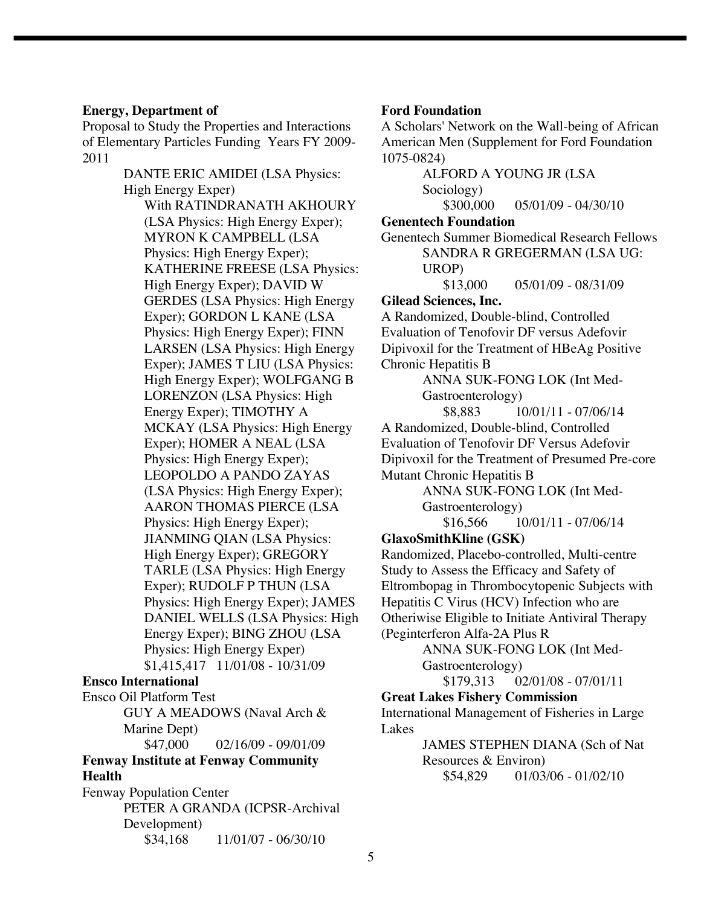**Energy, Department of**

Proposal to Study the Properties and Interactions of Elementary Particles Funding Years FY 2009-2011

DANTE ERIC AMIDEI (LSA Physics: High Energy Exper)

With RATINDRANATH AKHOURY (LSA Physics: High Energy Exper); MYRON K CAMPBELL (LSA Physics: High Energy Exper); KATHERINE FREESE (LSA Physics: High Energy Exper); DAVID W GERDES (LSA Physics: High Energy Exper); GORDON L KANE (LSA Physics: High Energy Exper); FINN LARSEN (LSA Physics: High Energy Exper); JAMES T LIU (LSA Physics: High Energy Exper); WOLFGANG B LORENZON (LSA Physics: High Energy Exper); TIMOTHY A MCKAY (LSA Physics: High Energy Exper); HOMER A NEAL (LSA Physics: High Energy Exper); LEOPOLDO A PANDO ZAYAS (LSA Physics: High Energy Exper); AARON THOMAS PIERCE (LSA Physics: High Energy Exper); JIANMING QIAN (LSA Physics: High Energy Exper); GREGORY TARLE (LSA Physics: High Energy Exper); RUDOLF P THUN (LSA Physics: High Energy Exper); JAMES DANIEL WELLS (LSA Physics: High Energy Exper); BING ZHOU (LSA Physics: High Energy Exper)

$1,415,417 11/01/08 - 10/31/09

**Ensco International**

Ensco Oil Platform Test

GUY A MEADOWS (Naval Arch & Marine Dept)

$47,000 02/16/09 - 09/01/09

**Fenway Institute at Fenway Community Health**

Fenway Population Center

PETER A GRANDA (ICPSR-Archival Development)

$34,168 11/01/07 - 06/30/10

**Ford Foundation**

A Scholars' Network on the Wall-being of African American Men (Supplement for Ford Foundation 1075-0824)

ALFORD A YOUNG JR (LSA Sociology)

$300,000 05/01/09 - 04/30/10

**Genentech Foundation**

Genentech Summer Biomedical Research Fellows

SANDRA R GREGERMAN (LSA UG: UROP)

$13,000 05/01/09 - 08/31/09

**Gilead Sciences, Inc.**

A Randomized, Double-blind, Controlled Evaluation of Tenofovir DF versus Adefovir Dipivoxil for the Treatment of HBeAg Positive Chronic Hepatitis B

ANNA SUK-FONG LOK (Int Med-Gastroenterology)

$8,883 10/01/11 - 07/06/14

A Randomized, Double-blind, Controlled Evaluation of Tenofovir DF Versus Adefovir Dipivoxil for the Treatment of Presumed Pre-core Mutant Chronic Hepatitis B

ANNA SUK-FONG LOK (Int Med-Gastroenterology)

$16,566 10/01/11 - 07/06/14

**GlaxoSmithKline (GSK)**

Randomized, Placebo-controlled, Multi-centre Study to Assess the Efficacy and Safety of Eltrombopag in Thrombocytopenic Subjects with Hepatitis C Virus (HCV) Infection who are Otheriwise Eligible to Initiate Antiviral Therapy (Peginterferon Alfa-2A Plus R

ANNA SUK-FONG LOK (Int Med-Gastroenterology)

$179,313 02/01/08 - 07/01/11

**Great Lakes Fishery Commission**

International Management of Fisheries in Large Lakes

JAMES STEPHEN DIANA (Sch of Nat Resources & Environ)

$54,829 01/03/06 - 01/02/10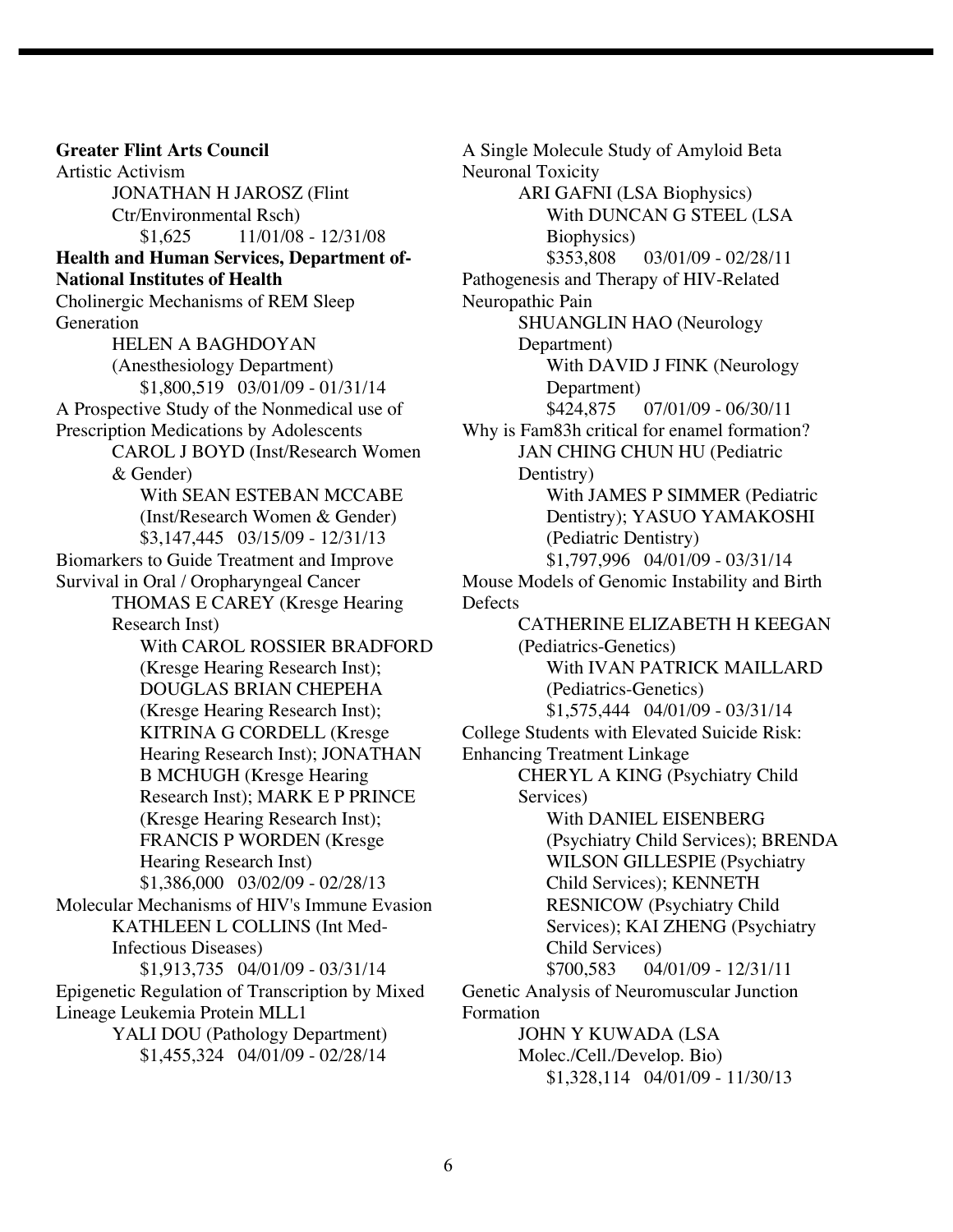**Greater Flint Arts Council**

Artistic Activism

JONATHAN H JAROSZ (Flint Ctr/Environmental Rsch)

$1,625 11/01/08 - 12/31/08

**Health and Human Services, Department of-National Institutes of Health**

Cholinergic Mechanisms of REM Sleep Generation

HELEN A BAGHDOYAN (Anesthesiology Department)

$1,800,519 03/01/09 - 01/31/14

A Prospective Study of the Nonmedical use of Prescription Medications by Adolescents

CAROL J BOYD (Inst/Research Women & Gender)

With SEAN ESTEBAN MCCABE (Inst/Research Women & Gender)

$3,147,445 03/15/09 - 12/31/13

Biomarkers to Guide Treatment and Improve Survival in Oral / Oropharyngeal Cancer

THOMAS E CAREY (Kresge Hearing Research Inst)

With CAROL ROSSIER BRADFORD (Kresge Hearing Research Inst); DOUGLAS BRIAN CHEPEHA (Kresge Hearing Research Inst); KITRINA G CORDELL (Kresge Hearing Research Inst); JONATHAN B MCHUGH (Kresge Hearing Research Inst); MARK E P PRINCE (Kresge Hearing Research Inst); FRANCIS P WORDEN (Kresge Hearing Research Inst)

$1,386,000 03/02/09 - 02/28/13

Molecular Mechanisms of HIV's Immune Evasion

KATHLEEN L COLLINS (Int Med-Infectious Diseases)

$1,913,735 04/01/09 - 03/31/14

Epigenetic Regulation of Transcription by Mixed Lineage Leukemia Protein MLL1

YALI DOU (Pathology Department)

$1,455,324 04/01/09 - 02/28/14

A Single Molecule Study of Amyloid Beta Neuronal Toxicity

ARI GAFNI (LSA Biophysics)

With DUNCAN G STEEL (LSA Biophysics)

$353,808 03/01/09 - 02/28/11

Pathogenesis and Therapy of HIV-Related Neuropathic Pain

SHUANGLIN HAO (Neurology Department)

With DAVID J FINK (Neurology Department)

$424,875 07/01/09 - 06/30/11

Why is Fam83h critical for enamel formation?

JAN CHING CHUN HU (Pediatric Dentistry)

With JAMES P SIMMER (Pediatric Dentistry); YASUO YAMAKOSHI (Pediatric Dentistry)

$1,797,996 04/01/09 - 03/31/14

Mouse Models of Genomic Instability and Birth Defects

CATHERINE ELIZABETH H KEEGAN (Pediatrics-Genetics)

With IVAN PATRICK MAILLARD (Pediatrics-Genetics)

$1,575,444 04/01/09 - 03/31/14

College Students with Elevated Suicide Risk: Enhancing Treatment Linkage

CHERYL A KING (Psychiatry Child Services)

With DANIEL EISENBERG (Psychiatry Child Services); BRENDA WILSON GILLESPIE (Psychiatry Child Services); KENNETH RESNICOW (Psychiatry Child Services); KAI ZHENG (Psychiatry Child Services)

$700,583 04/01/09 - 12/31/11

Genetic Analysis of Neuromuscular Junction Formation

JOHN Y KUWADA (LSA Molec./Cell./Develop. Bio)

$1,328,114 04/01/09 - 11/30/13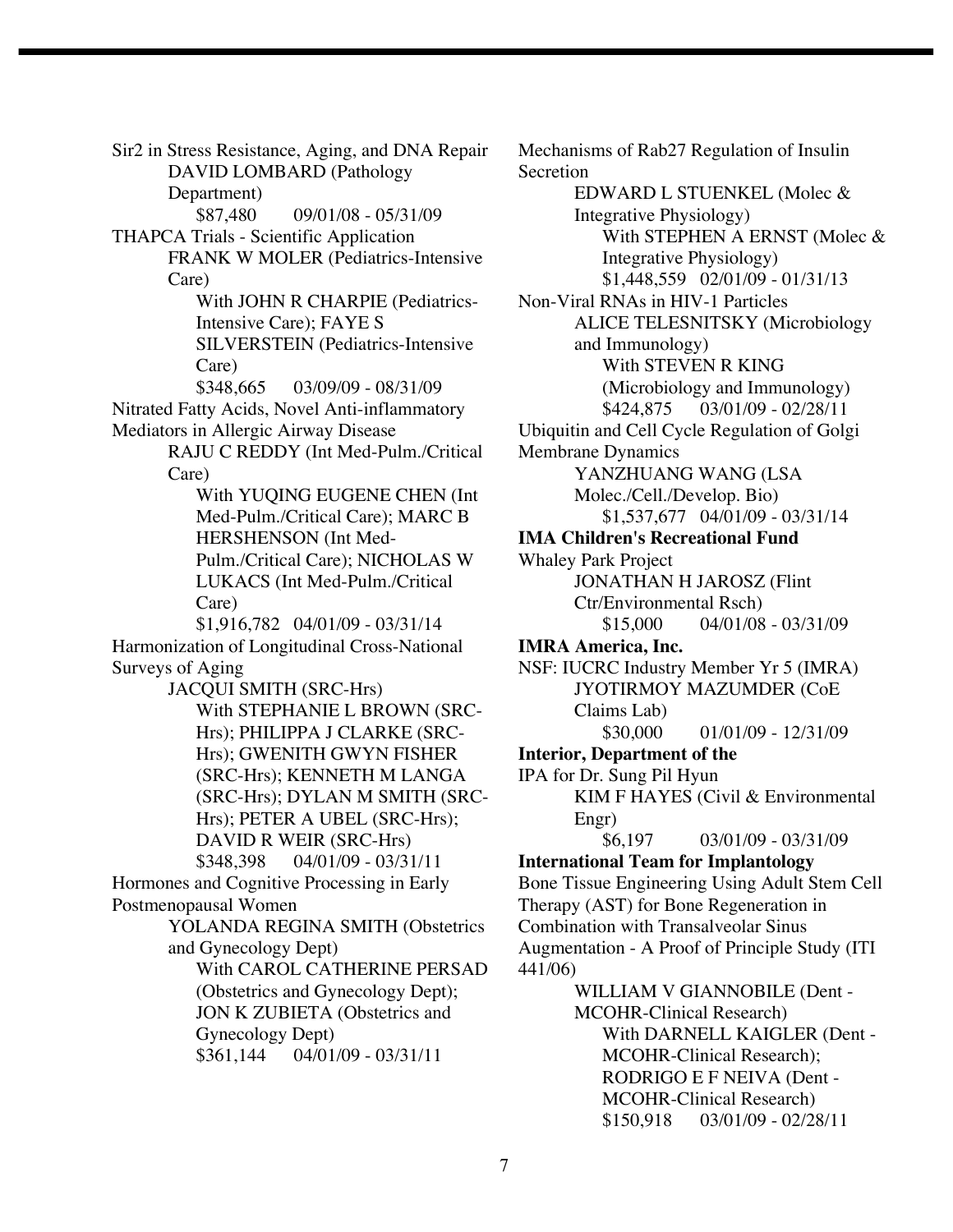Sir2 in Stress Resistance, Aging, and DNA Repair
DAVID LOMBARD (Pathology Department)
$87,480 09/01/08 - 05/31/09

THAPCA Trials - Scientific Application
FRANK W MOLER (Pediatrics-Intensive Care)
With JOHN R CHARPIE (Pediatrics-Intensive Care); FAYE S SILVERSTEIN (Pediatrics-Intensive Care)
$348,665 03/09/09 - 08/31/09

Nitrated Fatty Acids, Novel Anti-inflammatory Mediators in Allergic Airway Disease
RAJU C REDDY (Int Med-Pulm./Critical Care)
With YUQING EUGENE CHEN (Int Med-Pulm./Critical Care); MARC B HERSHENSON (Int Med-Pulm./Critical Care); NICHOLAS W LUKACS (Int Med-Pulm./Critical Care)
$1,916,782 04/01/09 - 03/31/14

Harmonization of Longitudinal Cross-National Surveys of Aging
JACQUI SMITH (SRC-Hrs)
With STEPHANIE L BROWN (SRC-Hrs); PHILIPPA J CLARKE (SRC-Hrs); GWENITH GWYN FISHER (SRC-Hrs); KENNETH M LANGA (SRC-Hrs); DYLAN M SMITH (SRC-Hrs); PETER A UBEL (SRC-Hrs); DAVID R WEIR (SRC-Hrs)
$348,398 04/01/09 - 03/31/11

Hormones and Cognitive Processing in Early Postmenopausal Women
YOLANDA REGINA SMITH (Obstetrics and Gynecology Dept)
With CAROL CATHERINE PERSAD (Obstetrics and Gynecology Dept); JON K ZUBIETA (Obstetrics and Gynecology Dept)
$361,144 04/01/09 - 03/31/11

Mechanisms of Rab27 Regulation of Insulin Secretion
EDWARD L STUENKEL (Molec & Integrative Physiology)
With STEPHEN A ERNST (Molec & Integrative Physiology)
$1,448,559 02/01/09 - 01/31/13

Non-Viral RNAs in HIV-1 Particles
ALICE TELESNITSKY (Microbiology and Immunology)
With STEVEN R KING (Microbiology and Immunology)
$424,875 03/01/09 - 02/28/11

Ubiquitin and Cell Cycle Regulation of Golgi Membrane Dynamics
YANZHUANG WANG (LSA Molec./Cell./Develop. Bio)
$1,537,677 04/01/09 - 03/31/14

**IMA Children's Recreational Fund**

Whaley Park Project
JONATHAN H JAROSZ (Flint Ctr/Environmental Rsch)
$15,000 04/01/08 - 03/31/09

**IMRA America, Inc.**

NSF: IUCRC Industry Member Yr 5 (IMRA)
JYOTIRMOY MAZUMDER (CoE Claims Lab)
$30,000 01/01/09 - 12/31/09

**Interior, Department of the**

IPA for Dr. Sung Pil Hyun
KIM F HAYES (Civil & Environmental Engr)
$6,197 03/01/09 - 03/31/09

**International Team for Implantology**

Bone Tissue Engineering Using Adult Stem Cell Therapy (AST) for Bone Regeneration in Combination with Transalveolar Sinus Augmentation - A Proof of Principle Study (ITI 441/06)
WILLIAM V GIANNOBILE (Dent - MCOHR-Clinical Research)
With DARNELL KAIGLER (Dent - MCOHR-Clinical Research); RODRIGO E F NEIVA (Dent - MCOHR-Clinical Research)
$150,918 03/01/09 - 02/28/11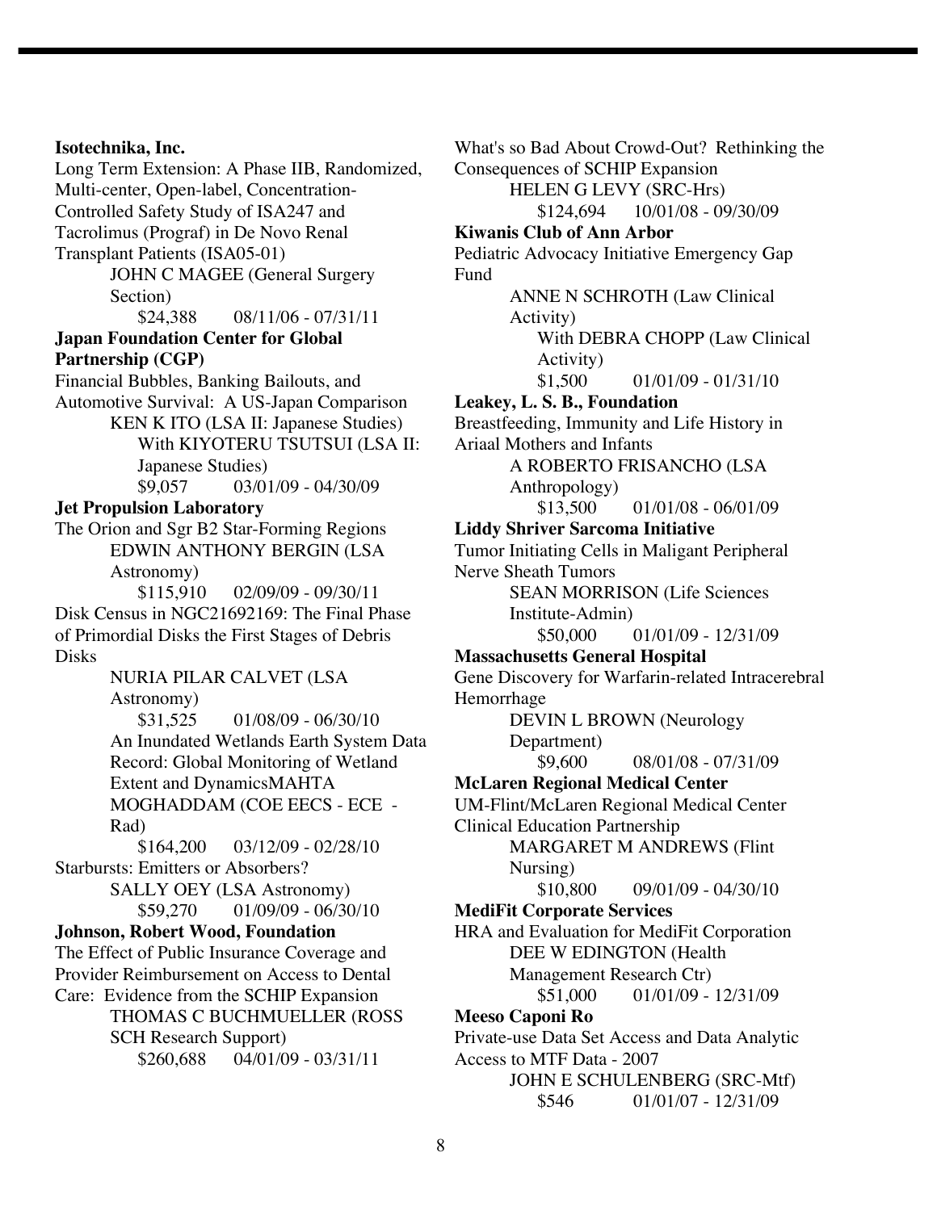**Isotechnika, Inc.**

Long Term Extension: A Phase IIB, Randomized, Multi-center, Open-label, Concentration-Controlled Safety Study of ISA247 and Tacrolimus (Prograf) in De Novo Renal Transplant Patients (ISA05-01)

JOHN C MAGEE (General Surgery Section)

$24,388 08/11/06 - 07/31/11

**Japan Foundation Center for Global Partnership (CGP)**

Financial Bubbles, Banking Bailouts, and Automotive Survival: A US-Japan Comparison

KEN K ITO (LSA II: Japanese Studies)

With KIYOTERU TSUTSUI (LSA II: Japanese Studies)

$9,057 03/01/09 - 04/30/09

**Jet Propulsion Laboratory**

The Orion and Sgr B2 Star-Forming Regions

EDWIN ANTHONY BERGIN (LSA Astronomy)

$115,910 02/09/09 - 09/30/11

Disk Census in NGC21692169: The Final Phase of Primordial Disks the First Stages of Debris Disks

NURIA PILAR CALVET (LSA Astronomy)

$31,525 01/08/09 - 06/30/10

An Inundated Wetlands Earth System Data Record: Global Monitoring of Wetland Extent and DynamicsMAHTA MOGHADDAM (COE EECS - ECE - Rad)

$164,200 03/12/09 - 02/28/10

Starbursts: Emitters or Absorbers?

SALLY OEY (LSA Astronomy)

$59,270 01/09/09 - 06/30/10

**Johnson, Robert Wood, Foundation**

The Effect of Public Insurance Coverage and Provider Reimbursement on Access to Dental Care: Evidence from the SCHIP Expansion

THOMAS C BUCHMUELLER (ROSS SCH Research Support)

$260,688 04/01/09 - 03/31/11

What's so Bad About Crowd-Out? Rethinking the Consequences of SCHIP Expansion

HELEN G LEVY (SRC-Hrs)

$124,694 10/01/08 - 09/30/09

**Kiwanis Club of Ann Arbor**

Pediatric Advocacy Initiative Emergency Gap Fund

ANNE N SCHROTH (Law Clinical Activity)

With DEBRA CHOPP (Law Clinical Activity)

$1,500 01/01/09 - 01/31/10

**Leakey, L. S. B., Foundation**

Breastfeeding, Immunity and Life History in Ariaal Mothers and Infants

A ROBERTO FRISANCHO (LSA Anthropology)

$13,500 01/01/08 - 06/01/09

**Liddy Shriver Sarcoma Initiative**

Tumor Initiating Cells in Maligant Peripheral Nerve Sheath Tumors

SEAN MORRISON (Life Sciences Institute-Admin)

$50,000 01/01/09 - 12/31/09

**Massachusetts General Hospital**

Gene Discovery for Warfarin-related Intracerebral Hemorrhage

DEVIN L BROWN (Neurology Department)

$9,600 08/01/08 - 07/31/09

**McLaren Regional Medical Center**

UM-Flint/McLaren Regional Medical Center Clinical Education Partnership

MARGARET M ANDREWS (Flint Nursing)

$10,800 09/01/09 - 04/30/10

**MediFit Corporate Services**

HRA and Evaluation for MediFit Corporation

DEE W EDINGTON (Health Management Research Ctr)

$51,000 01/01/09 - 12/31/09

**Meeso Caponi Ro**

Private-use Data Set Access and Data Analytic Access to MTF Data - 2007

JOHN E SCHULENBERG (SRC-Mtf)

$546 01/01/07 - 12/31/09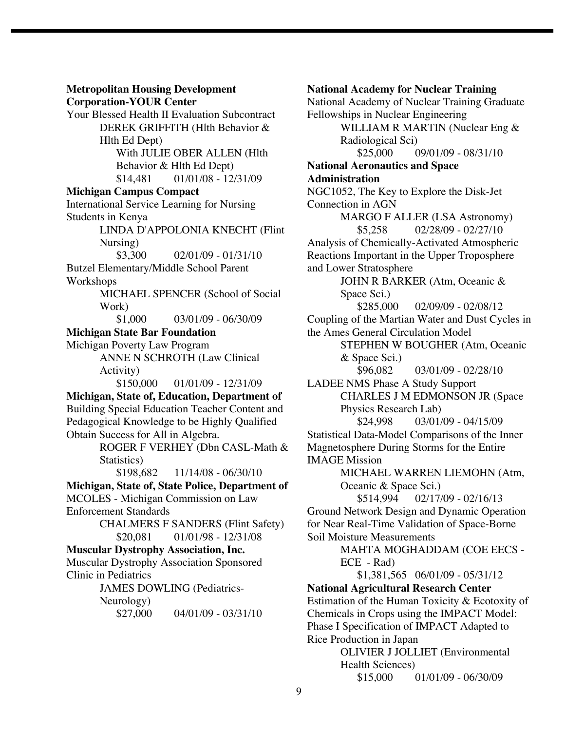**Metropolitan Housing Development Corporation-YOUR Center**

Your Blessed Health II Evaluation Subcontract

DEREK GRIFFITH (Hlth Behavior & Hlth Ed Dept)

With JULIE OBER ALLEN (Hlth Behavior & Hlth Ed Dept)

$14,481 01/01/08 - 12/31/09

**Michigan Campus Compact**

International Service Learning for Nursing Students in Kenya

LINDA D'APPOLONIA KNECHT (Flint Nursing)

$3,300 02/01/09 - 01/31/10

Butzel Elementary/Middle School Parent Workshops

MICHAEL SPENCER (School of Social Work)

$1,000 03/01/09 - 06/30/09

**Michigan State Bar Foundation**

Michigan Poverty Law Program

ANNE N SCHROTH (Law Clinical Activity)

$150,000 01/01/09 - 12/31/09

**Michigan, State of, Education, Department of**

Building Special Education Teacher Content and Pedagogical Knowledge to be Highly Qualified Obtain Success for All in Algebra.

ROGER F VERHEY (Dbn CASL-Math & Statistics)

$198,682 11/14/08 - 06/30/10

**Michigan, State of, State Police, Department of**

MCOLES - Michigan Commission on Law Enforcement Standards

CHALMERS F SANDERS (Flint Safety)

$20,081 01/01/98 - 12/31/08

**Muscular Dystrophy Association, Inc.**

Muscular Dystrophy Association Sponsored Clinic in Pediatrics

JAMES DOWLING (Pediatrics-Neurology)

$27,000 04/01/09 - 03/31/10

**National Academy for Nuclear Training**

National Academy of Nuclear Training Graduate Fellowships in Nuclear Engineering

WILLIAM R MARTIN (Nuclear Eng & Radiological Sci)

$25,000 09/01/09 - 08/31/10

**National Aeronautics and Space Administration**

NGC1052, The Key to Explore the Disk-Jet Connection in AGN

MARGO F ALLER (LSA Astronomy)

$5,258 02/28/09 - 02/27/10

Analysis of Chemically-Activated Atmospheric Reactions Important in the Upper Troposphere and Lower Stratosphere

JOHN R BARKER (Atm, Oceanic & Space Sci.)

$285,000 02/09/09 - 02/08/12

Coupling of the Martian Water and Dust Cycles in the Ames General Circulation Model

STEPHEN W BOUGHER (Atm, Oceanic & Space Sci.)

$96,082 03/01/09 - 02/28/10

LADEE NMS Phase A Study Support

CHARLES J M EDMONSON JR (Space Physics Research Lab)

$24,998 03/01/09 - 04/15/09

Statistical Data-Model Comparisons of the Inner Magnetosphere During Storms for the Entire IMAGE Mission

MICHAEL WARREN LIEMOHN (Atm, Oceanic & Space Sci.)

$514,994 02/17/09 - 02/16/13

Ground Network Design and Dynamic Operation for Near Real-Time Validation of Space-Borne Soil Moisture Measurements

MAHTA MOGHADDAM (COE EECS - ECE - Rad)

$1,381,565 06/01/09 - 05/31/12

**National Agricultural Research Center**

Estimation of the Human Toxicity & Ecotoxity of Chemicals in Crops using the IMPACT Model: Phase I Specification of IMPACT Adapted to Rice Production in Japan

OLIVIER J JOLLIET (Environmental Health Sciences)

$15,000 01/01/09 - 06/30/09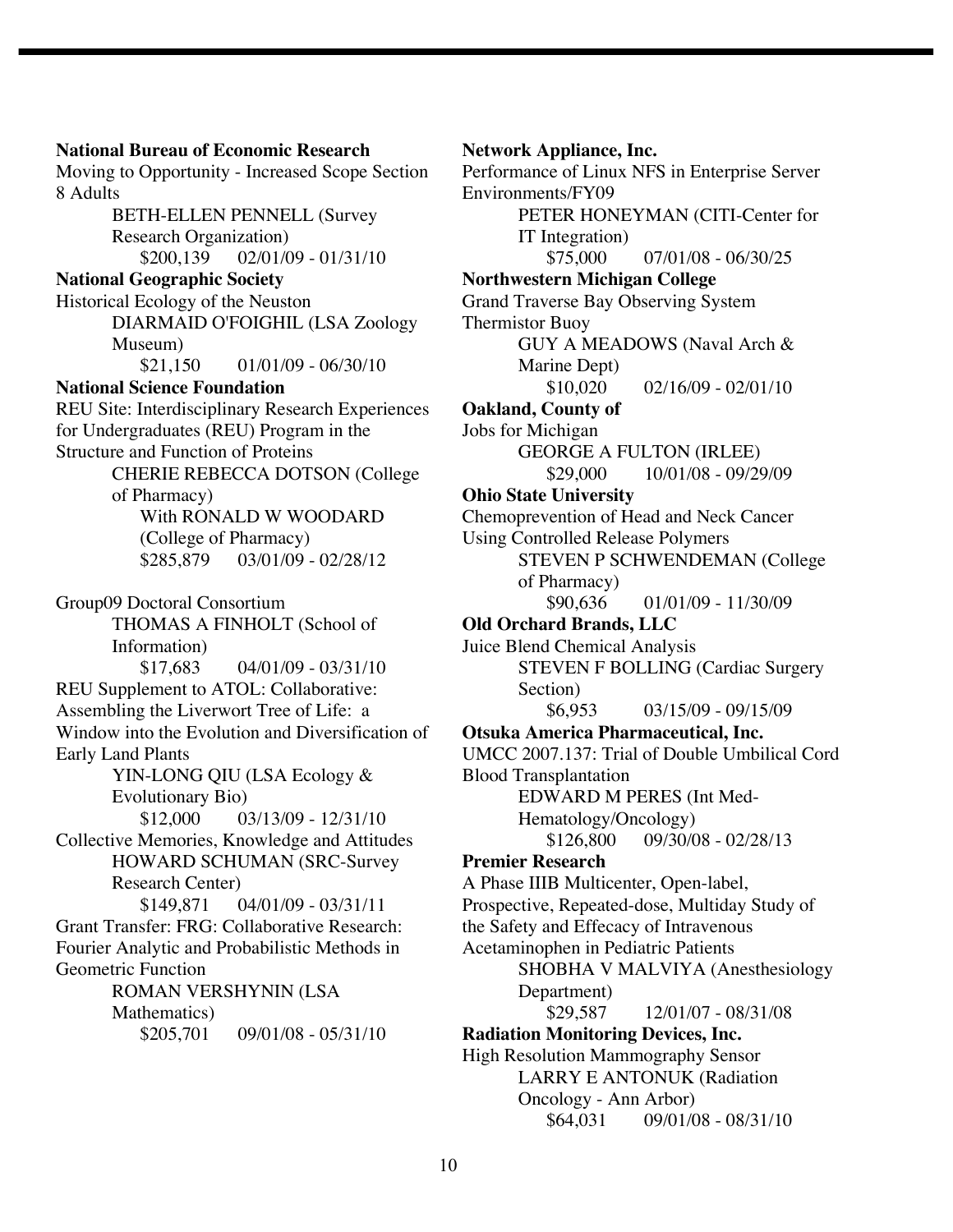**National Bureau of Economic Research**

Moving to Opportunity - Increased Scope Section 8 Adults

BETH-ELLEN PENNELL (Survey Research Organization)

$200,139 02/01/09 - 01/31/10

**National Geographic Society**

Historical Ecology of the Neuston

DIARMAID O'FOIGHIL (LSA Zoology Museum)

$21,150 01/01/09 - 06/30/10

**National Science Foundation**

REU Site: Interdisciplinary Research Experiences for Undergraduates (REU) Program in the Structure and Function of Proteins

CHERIE REBECCA DOTSON (College of Pharmacy)

With RONALD W WOODARD (College of Pharmacy)

$285,879 03/01/09 - 02/28/12

Group09 Doctoral Consortium

THOMAS A FINHOLT (School of Information)

$17,683 04/01/09 - 03/31/10

REU Supplement to ATOL: Collaborative: Assembling the Liverwort Tree of Life: a Window into the Evolution and Diversification of Early Land Plants

YIN-LONG QIU (LSA Ecology & Evolutionary Bio)

$12,000 03/13/09 - 12/31/10

Collective Memories, Knowledge and Attitudes

HOWARD SCHUMAN (SRC-Survey Research Center)

$149,871 04/01/09 - 03/31/11

Grant Transfer: FRG: Collaborative Research: Fourier Analytic and Probabilistic Methods in Geometric Function

ROMAN VERSHYNIN (LSA Mathematics)

$205,701 09/01/08 - 05/31/10

**Network Appliance, Inc.**

Performance of Linux NFS in Enterprise Server Environments/FY09

PETER HONEYMAN (CITI-Center for IT Integration)

$75,000 07/01/08 - 06/30/25

**Northwestern Michigan College**

Grand Traverse Bay Observing System Thermistor Buoy

GUY A MEADOWS (Naval Arch & Marine Dept)

$10,020 02/16/09 - 02/01/10

**Oakland, County of**

Jobs for Michigan

GEORGE A FULTON (IRLEE)

$29,000 10/01/08 - 09/29/09

**Ohio State University**

Chemoprevention of Head and Neck Cancer Using Controlled Release Polymers

STEVEN P SCHWENDEMAN (College of Pharmacy)

$90,636 01/01/09 - 11/30/09

**Old Orchard Brands, LLC**

Juice Blend Chemical Analysis

STEVEN F BOLLING (Cardiac Surgery Section)

$6,953 03/15/09 - 09/15/09

**Otsuka America Pharmaceutical, Inc.**

UMCC 2007.137: Trial of Double Umbilical Cord Blood Transplantation

EDWARD M PERES (Int Med-Hematology/Oncology)

$126,800 09/30/08 - 02/28/13

**Premier Research**

A Phase IIIB Multicenter, Open-label, Prospective, Repeated-dose, Multiday Study of the Safety and Effecacy of Intravenous Acetaminophen in Pediatric Patients

SHOBHA V MALVIYA (Anesthesiology Department)

$29,587 12/01/07 - 08/31/08

**Radiation Monitoring Devices, Inc.**

High Resolution Mammography Sensor

LARRY E ANTONUK (Radiation Oncology - Ann Arbor)

$64,031 09/01/08 - 08/31/10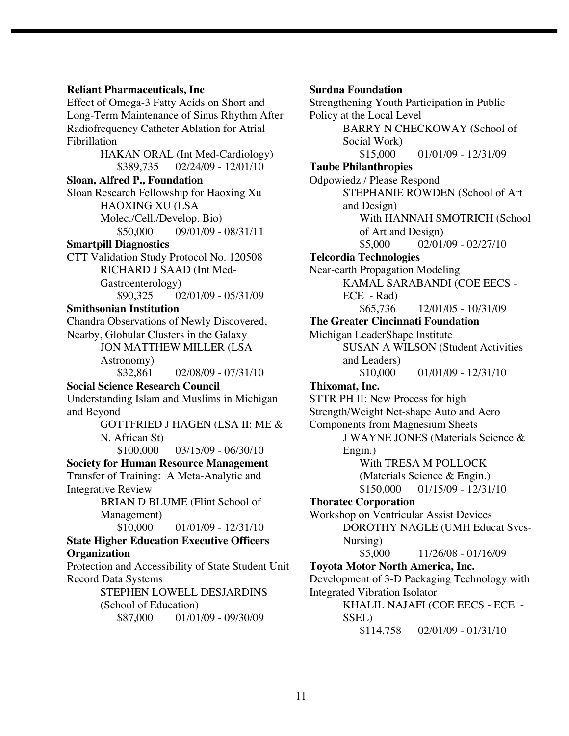**Reliant Pharmaceuticals, Inc**

Effect of Omega-3 Fatty Acids on Short and Long-Term Maintenance of Sinus Rhythm After Radiofrequency Catheter Ablation for Atrial Fibrillation

HAKAN ORAL (Int Med-Cardiology)
$389,735 02/24/09 - 12/01/10

**Sloan, Alfred P., Foundation**

Sloan Research Fellowship for Haoxing Xu

HAOXING XU (LSA Molec./Cell./Develop. Bio)
$50,000 09/01/09 - 08/31/11

**Smartpill Diagnostics**

CTT Validation Study Protocol No. 120508

RICHARD J SAAD (Int Med-Gastroenterology)
$90,325 02/01/09 - 05/31/09

**Smithsonian Institution**

Chandra Observations of Newly Discovered, Nearby, Globular Clusters in the Galaxy

JON MATTHEW MILLER (LSA Astronomy)
$32,861 02/08/09 - 07/31/10

**Social Science Research Council**

Understanding Islam and Muslims in Michigan and Beyond

GOTTFRIED J HAGEN (LSA II: ME & N. African St)
$100,000 03/15/09 - 06/30/10

**Society for Human Resource Management**

Transfer of Training: A Meta-Analytic and Integrative Review

BRIAN D BLUME (Flint School of Management)
$10,000 01/01/09 - 12/31/10

**State Higher Education Executive Officers Organization**

Protection and Accessibility of State Student Unit Record Data Systems

STEPHEN LOWELL DESJARDINS (School of Education)
$87,000 01/01/09 - 09/30/09

**Surdna Foundation**

Strengthening Youth Participation in Public Policy at the Local Level

BARRY N CHECKOWAY (School of Social Work)
$15,000 01/01/09 - 12/31/09

**Taube Philanthropies**

Odpowiedz / Please Respond

STEPHANIE ROWDEN (School of Art and Design)
With HANNAH SMOTRICH (School of Art and Design)
$5,000 02/01/09 - 02/27/10

**Telcordia Technologies**

Near-earth Propagation Modeling

KAMAL SARABANDI (COE EECS - ECE - Rad)
$65,736 12/01/05 - 10/31/09

**The Greater Cincinnati Foundation**

Michigan LeaderShape Institute

SUSAN A WILSON (Student Activities and Leaders)
$10,000 01/01/09 - 12/31/10

**Thixomat, Inc.**

STTR PH II: New Process for high Strength/Weight Net-shape Auto and Aero Components from Magnesium Sheets

J WAYNE JONES (Materials Science & Engin.)
With TRESA M POLLOCK (Materials Science & Engin.)
$150,000 01/15/09 - 12/31/10

**Thoratec Corporation**

Workshop on Ventricular Assist Devices

DOROTHY NAGLE (UMH Educat Svcs-Nursing)
$5,000 11/26/08 - 01/16/09

**Toyota Motor North America, Inc.**

Development of 3-D Packaging Technology with Integrated Vibration Isolator

KHALIL NAJAFI (COE EECS - ECE - SSEL)
$114,758 02/01/09 - 01/31/10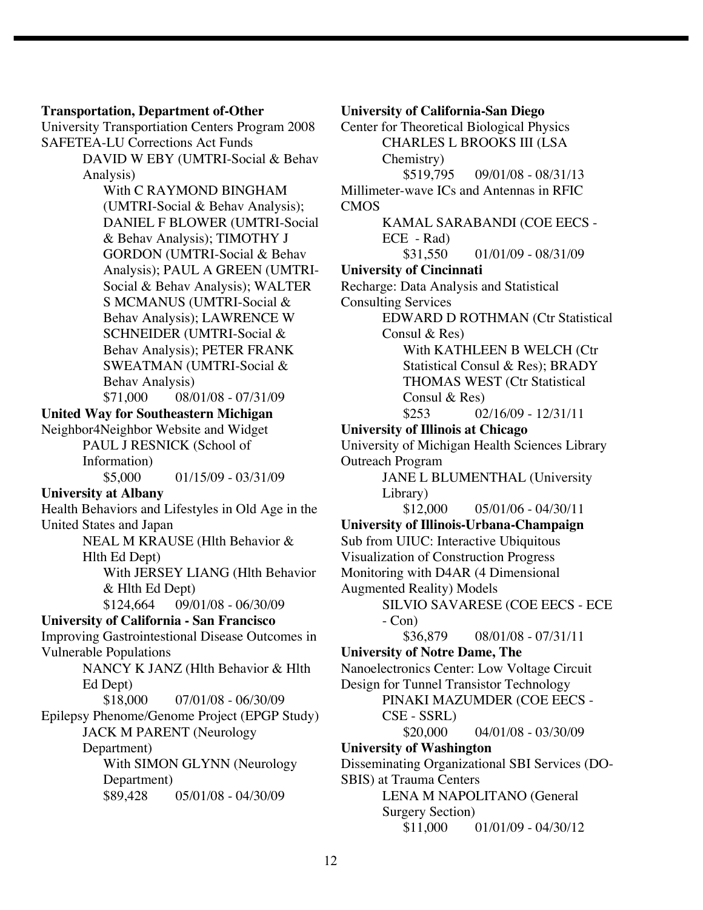**Transportation, Department of-Other**

University Transportiation Centers Program 2008 SAFETEA-LU Corrections Act Funds

DAVID W EBY (UMTRI-Social & Behav Analysis)

With C RAYMOND BINGHAM (UMTRI-Social & Behav Analysis); DANIEL F BLOWER (UMTRI-Social & Behav Analysis); TIMOTHY J GORDON (UMTRI-Social & Behav Analysis); PAUL A GREEN (UMTRI-Social & Behav Analysis); WALTER S MCMANUS (UMTRI-Social & Behav Analysis); LAWRENCE W SCHNEIDER (UMTRI-Social & Behav Analysis); PETER FRANK SWEATMAN (UMTRI-Social & Behav Analysis)

$71,000 08/01/08 - 07/31/09

**United Way for Southeastern Michigan**

Neighbor4Neighbor Website and Widget

PAUL J RESNICK (School of Information)

$5,000 01/15/09 - 03/31/09

**University at Albany**

Health Behaviors and Lifestyles in Old Age in the United States and Japan

NEAL M KRAUSE (Hlth Behavior & Hlth Ed Dept)

With JERSEY LIANG (Hlth Behavior & Hlth Ed Dept)

$124,664 09/01/08 - 06/30/09

**University of California - San Francisco**

Improving Gastrointestional Disease Outcomes in Vulnerable Populations

NANCY K JANZ (Hlth Behavior & Hlth Ed Dept)

$18,000 07/01/08 - 06/30/09

Epilepsy Phenome/Genome Project (EPGP Study)

JACK M PARENT (Neurology Department)

With SIMON GLYNN (Neurology Department)

$89,428 05/01/08 - 04/30/09

**University of California-San Diego**

Center for Theoretical Biological Physics

CHARLES L BROOKS III (LSA Chemistry)

$519,795 09/01/08 - 08/31/13

Millimeter-wave ICs and Antennas in RFIC CMOS

KAMAL SARABANDI (COE EECS - ECE - Rad)

$31,550 01/01/09 - 08/31/09

**University of Cincinnati**

Recharge: Data Analysis and Statistical Consulting Services

EDWARD D ROTHMAN (Ctr Statistical Consul & Res)

With KATHLEEN B WELCH (Ctr Statistical Consul & Res); BRADY THOMAS WEST (Ctr Statistical Consul & Res)

$253 02/16/09 - 12/31/11

**University of Illinois at Chicago**

University of Michigan Health Sciences Library Outreach Program

JANE L BLUMENTHAL (University Library)

$12,000 05/01/06 - 04/30/11

**University of Illinois-Urbana-Champaign**

Sub from UIUC: Interactive Ubiquitous Visualization of Construction Progress Monitoring with D4AR (4 Dimensional Augmented Reality) Models

SILVIO SAVARESE (COE EECS - ECE - Con)

$36,879 08/01/08 - 07/31/11

**University of Notre Dame, The**

Nanoelectronics Center: Low Voltage Circuit Design for Tunnel Transistor Technology

PINAKI MAZUMDER (COE EECS - CSE - SSRL)

$20,000 04/01/08 - 03/30/09

**University of Washington**

Disseminating Organizational SBI Services (DO-SBIS) at Trauma Centers

LENA M NAPOLITANO (General Surgery Section)

$11,000 01/01/09 - 04/30/12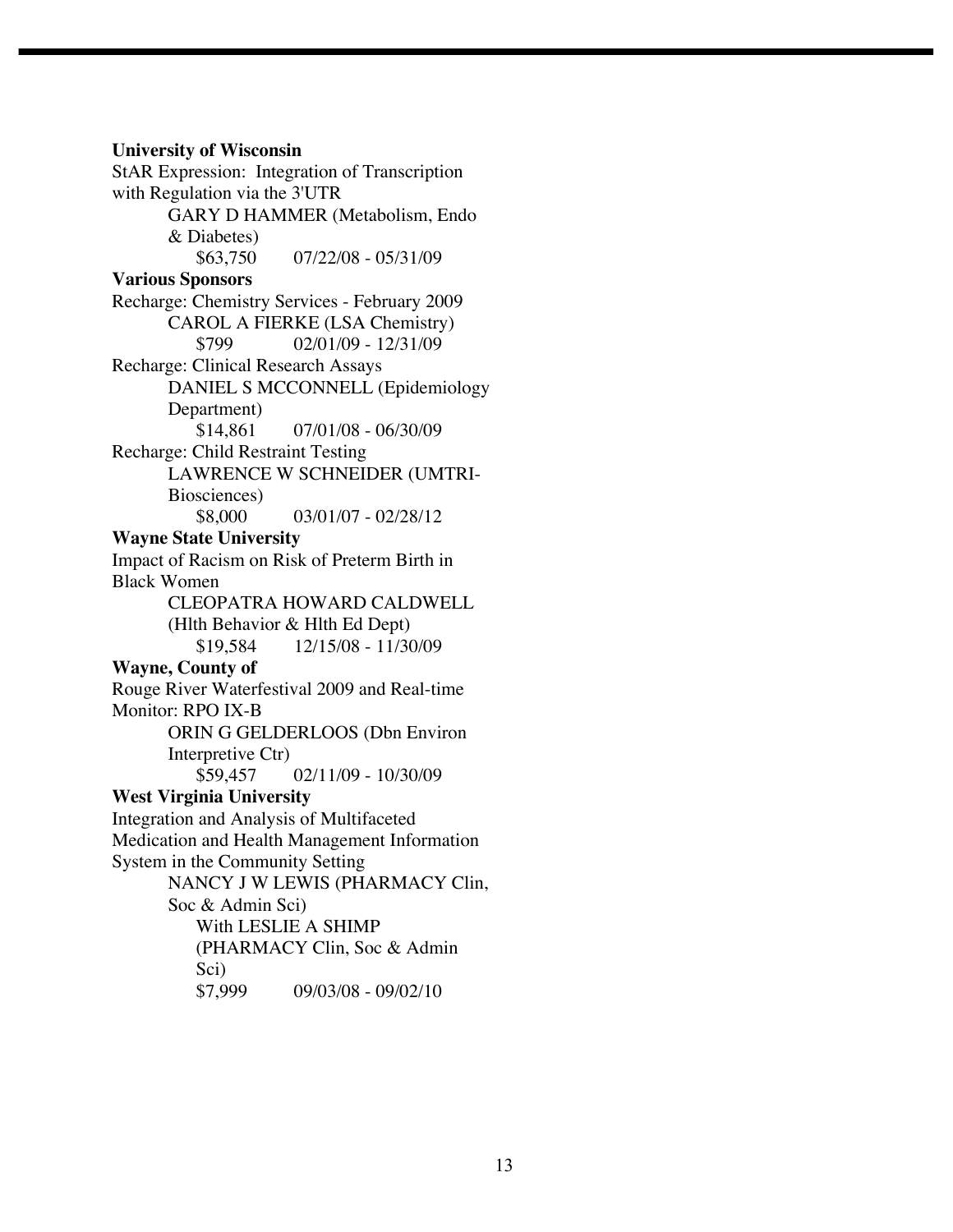**University of Wisconsin**

StAR Expression: Integration of Transcription with Regulation via the 3'UTR

GARY D HAMMER (Metabolism, Endo & Diabetes)

$63,750 07/22/08 - 05/31/09

**Various Sponsors**

Recharge: Chemistry Services - February 2009

CAROL A FIERKE (LSA Chemistry)

$799 02/01/09 - 12/31/09

Recharge: Clinical Research Assays

DANIEL S MCCONNELL (Epidemiology Department)

$14,861 07/01/08 - 06/30/09

Recharge: Child Restraint Testing

LAWRENCE W SCHNEIDER (UMTRI-Biosciences)

$8,000 03/01/07 - 02/28/12

**Wayne State University**

Impact of Racism on Risk of Preterm Birth in Black Women

CLEOPATRA HOWARD CALDWELL (Hlth Behavior & Hlth Ed Dept)

$19,584 12/15/08 - 11/30/09

**Wayne, County of**

Rouge River Waterfestival 2009 and Real-time Monitor: RPO IX-B

ORIN G GELDERLOOS (Dbn Environ Interpretive Ctr)

$59,457 02/11/09 - 10/30/09

**West Virginia University**

Integration and Analysis of Multifaceted Medication and Health Management Information System in the Community Setting

NANCY J W LEWIS (PHARMACY Clin, Soc & Admin Sci)

With LESLIE A SHIMP (PHARMACY Clin, Soc & Admin Sci)

$7,999 09/03/08 - 09/02/10